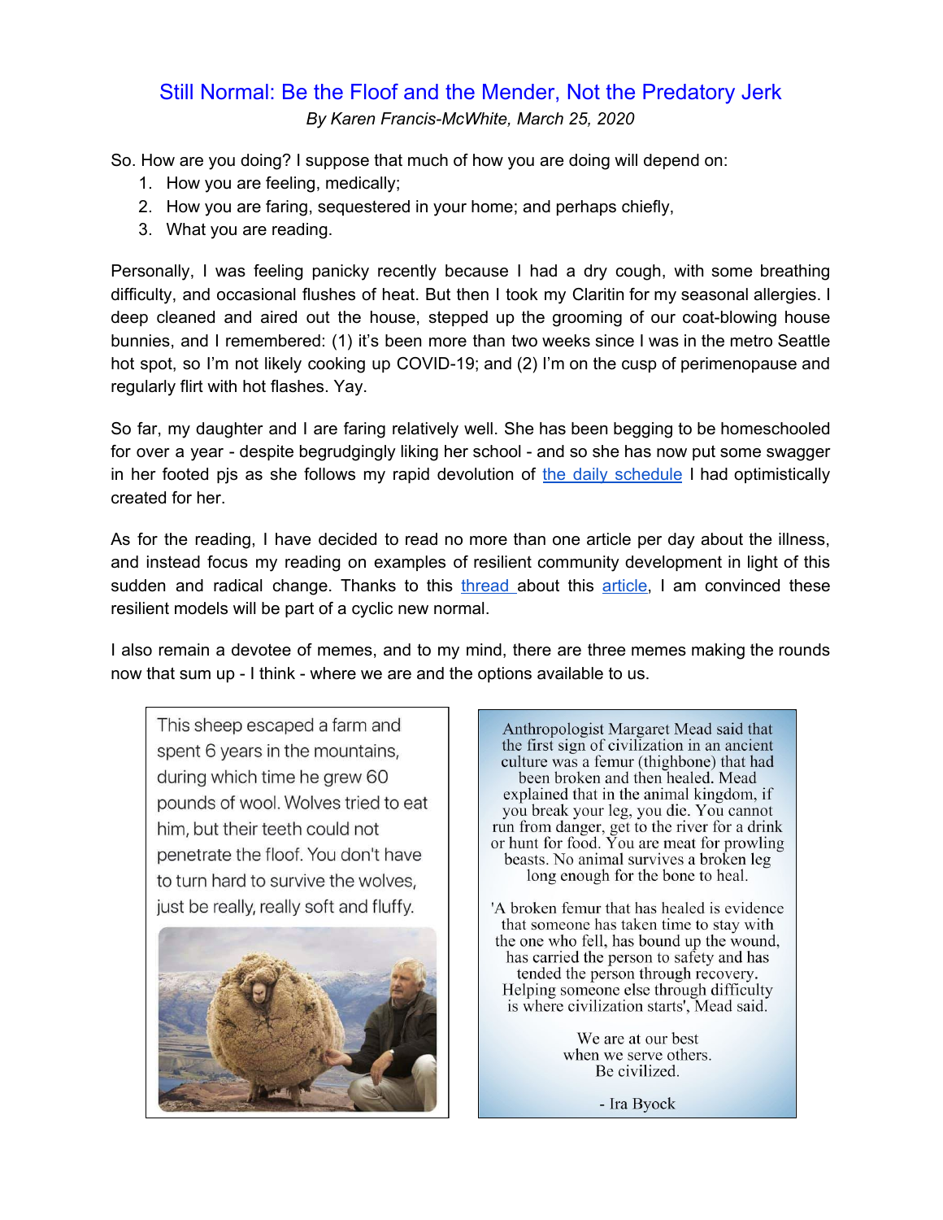# Still Normal: Be the Floof and the Mender, Not the Predatory Jerk

*By Karen Francis-McWhite, March 25, 2020*

So. How are you doing? I suppose that much of how you are doing will depend on:

1. How you are feeling, medically;
2. How you are faring, sequestered in your home; and perhaps chiefly,
3. What you are reading.

Personally, I was feeling panicky recently because I had a dry cough, with some breathing difficulty, and occasional flushes of heat. But then I took my Claritin for my seasonal allergies. I deep cleaned and aired out the house, stepped up the grooming of our coat-blowing house bunnies, and I remembered: (1) it's been more than two weeks since I was in the metro Seattle hot spot, so I'm not likely cooking up COVID-19; and (2) I'm on the cusp of perimenopause and regularly flirt with hot flashes. Yay.

So far, my daughter and I are faring relatively well. She has been begging to be homeschooled for over a year - despite begrudgingly liking her school - and so she has now put some swagger in her footed pjs as she follows my rapid devolution of the daily schedule I had optimistically created for her.

As for the reading, I have decided to read no more than one article per day about the illness, and instead focus my reading on examples of resilient community development in light of this sudden and radical change. Thanks to this thread about this article, I am convinced these resilient models will be part of a cyclic new normal.

I also remain a devotee of memes, and to my mind, there are three memes making the rounds now that sum up - I think - where we are and the options available to us.

This sheep escaped a farm and spent 6 years in the mountains, during which time he grew 60 pounds of wool. Wolves tried to eat him, but their teeth could not penetrate the floof. You don't have to turn hard to survive the wolves, just be really, really soft and fluffy.

Anthropologist Margaret Mead said that the first sign of civilization in an ancient culture was a femur (thighbone) that had been broken and then healed. Mead explained that in the animal kingdom, if you break your leg, you die. You cannot run from danger, get to the river for a drink or hunt for food. You are meat for prowling beasts. No animal survives a broken leg long enough for the bone to heal.

'A broken femur that has healed is evidence that someone has taken time to stay with the one who fell, has bound up the wound, has carried the person to safety and has tended the person through recovery. Helping someone else through difficulty is where civilization starts', Mead said.

We are at our best
when we serve others.
Be civilized.

- Ira Byock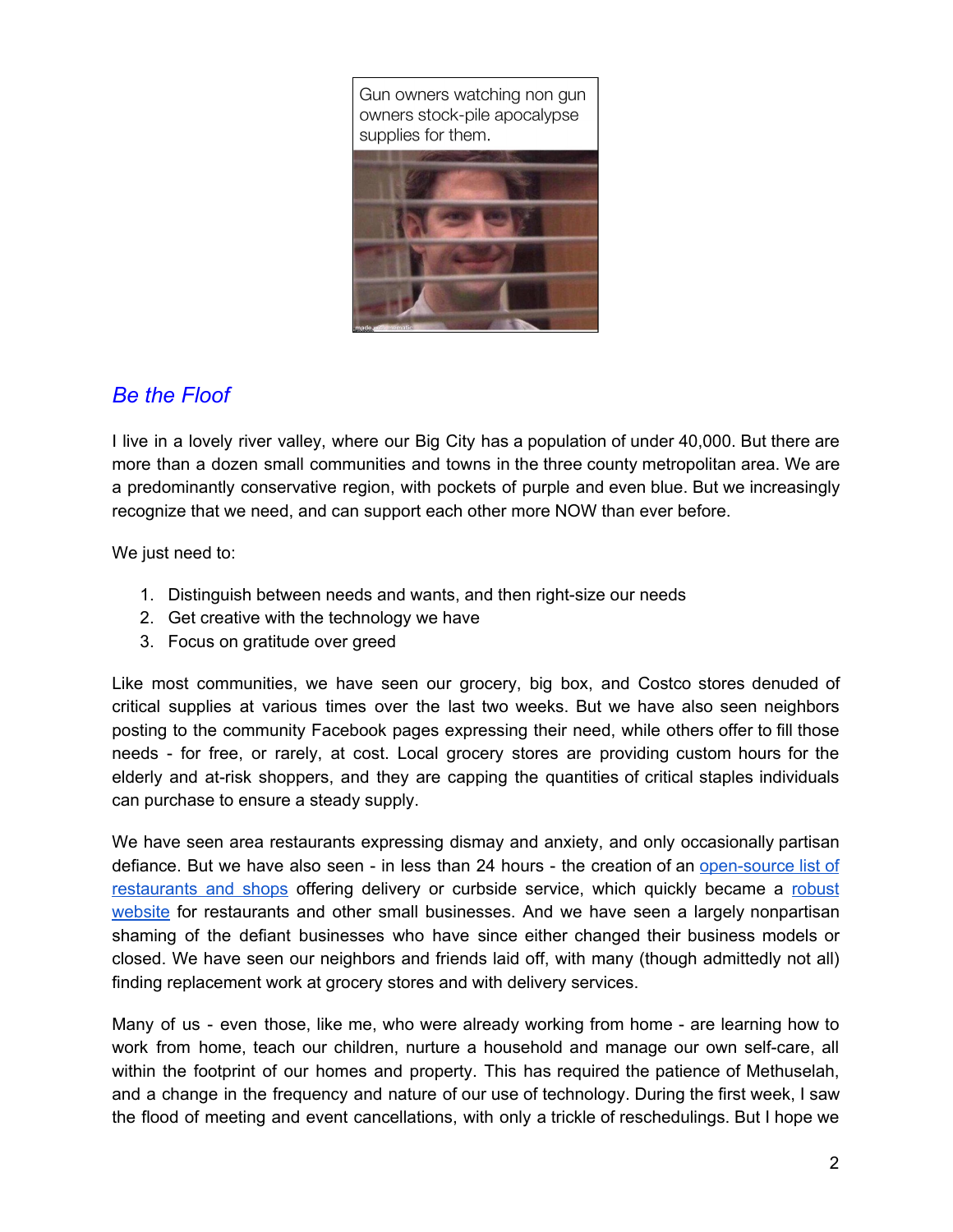Gun owners watching non gun owners stock-pile apocalypse supplies for them.

## *Be the Floof*

I live in a lovely river valley, where our Big City has a population of under 40,000. But there are more than a dozen small communities and towns in the three county metropolitan area. We are a predominantly conservative region, with pockets of purple and even blue. But we increasingly recognize that we need, and can support each other more NOW than ever before.

We just need to:

1. Distinguish between needs and wants, and then right-size our needs
2. Get creative with the technology we have
3. Focus on gratitude over greed

Like most communities, we have seen our grocery, big box, and Costco stores denuded of critical supplies at various times over the last two weeks. But we have also seen neighbors posting to the community Facebook pages expressing their need, while others offer to fill those needs - for free, or rarely, at cost. Local grocery stores are providing custom hours for the elderly and at-risk shoppers, and they are capping the quantities of critical staples individuals can purchase to ensure a steady supply.

We have seen area restaurants expressing dismay and anxiety, and only occasionally partisan defiance. But we have also seen - in less than 24 hours - the creation of an open-source list of restaurants and shops offering delivery or curbside service, which quickly became a robust website for restaurants and other small businesses. And we have seen a largely nonpartisan shaming of the defiant businesses who have since either changed their business models or closed. We have seen our neighbors and friends laid off, with many (though admittedly not all) finding replacement work at grocery stores and with delivery services.

Many of us - even those, like me, who were already working from home - are learning how to work from home, teach our children, nurture a household and manage our own self-care, all within the footprint of our homes and property. This has required the patience of Methuselah, and a change in the frequency and nature of our use of technology. During the first week, I saw the flood of meeting and event cancellations, with only a trickle of reschedulings. But I hope we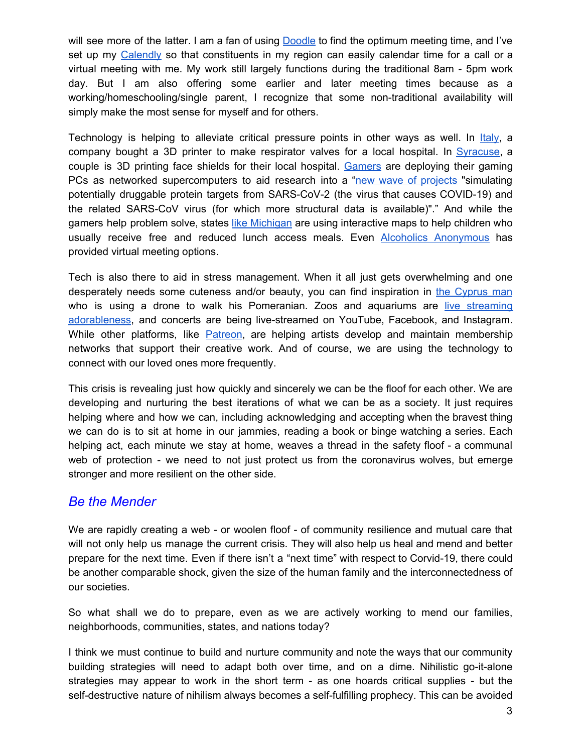will see more of the latter. I am a fan of using Doodle to find the optimum meeting time, and I've set up my Calendly so that constituents in my region can easily calendar time for a call or a virtual meeting with me. My work still largely functions during the traditional 8am - 5pm work day. But I am also offering some earlier and later meeting times because as a working/homeschooling/single parent, I recognize that some non-traditional availability will simply make the most sense for myself and for others.

Technology is helping to alleviate critical pressure points in other ways as well. In Italy, a company bought a 3D printer to make respirator valves for a local hospital. In Syracuse, a couple is 3D printing face shields for their local hospital. Gamers are deploying their gaming PCs as networked supercomputers to aid research into a "new wave of projects "simulating potentially druggable protein targets from SARS-CoV-2 (the virus that causes COVID-19) and the related SARS-CoV virus (for which more structural data is available)"." And while the gamers help problem solve, states like Michigan are using interactive maps to help children who usually receive free and reduced lunch access meals. Even Alcoholics Anonymous has provided virtual meeting options.

Tech is also there to aid in stress management. When it all just gets overwhelming and one desperately needs some cuteness and/or beauty, you can find inspiration in the Cyprus man who is using a drone to walk his Pomeranian. Zoos and aquariums are live streaming adorableness, and concerts are being live-streamed on YouTube, Facebook, and Instagram. While other platforms, like Patreon, are helping artists develop and maintain membership networks that support their creative work. And of course, we are using the technology to connect with our loved ones more frequently.

This crisis is revealing just how quickly and sincerely we can be the floof for each other. We are developing and nurturing the best iterations of what we can be as a society. It just requires helping where and how we can, including acknowledging and accepting when the bravest thing we can do is to sit at home in our jammies, reading a book or binge watching a series. Each helping act, each minute we stay at home, weaves a thread in the safety floof - a communal web of protection - we need to not just protect us from the coronavirus wolves, but emerge stronger and more resilient on the other side.

## *Be the Mender*

We are rapidly creating a web - or woolen floof - of community resilience and mutual care that will not only help us manage the current crisis. They will also help us heal and mend and better prepare for the next time. Even if there isn't a "next time" with respect to Corvid-19, there could be another comparable shock, given the size of the human family and the interconnectedness of our societies.

So what shall we do to prepare, even as we are actively working to mend our families, neighborhoods, communities, states, and nations today?

I think we must continue to build and nurture community and note the ways that our community building strategies will need to adapt both over time, and on a dime. Nihilistic go-it-alone strategies may appear to work in the short term - as one hoards critical supplies - but the self-destructive nature of nihilism always becomes a self-fulfilling prophecy. This can be avoided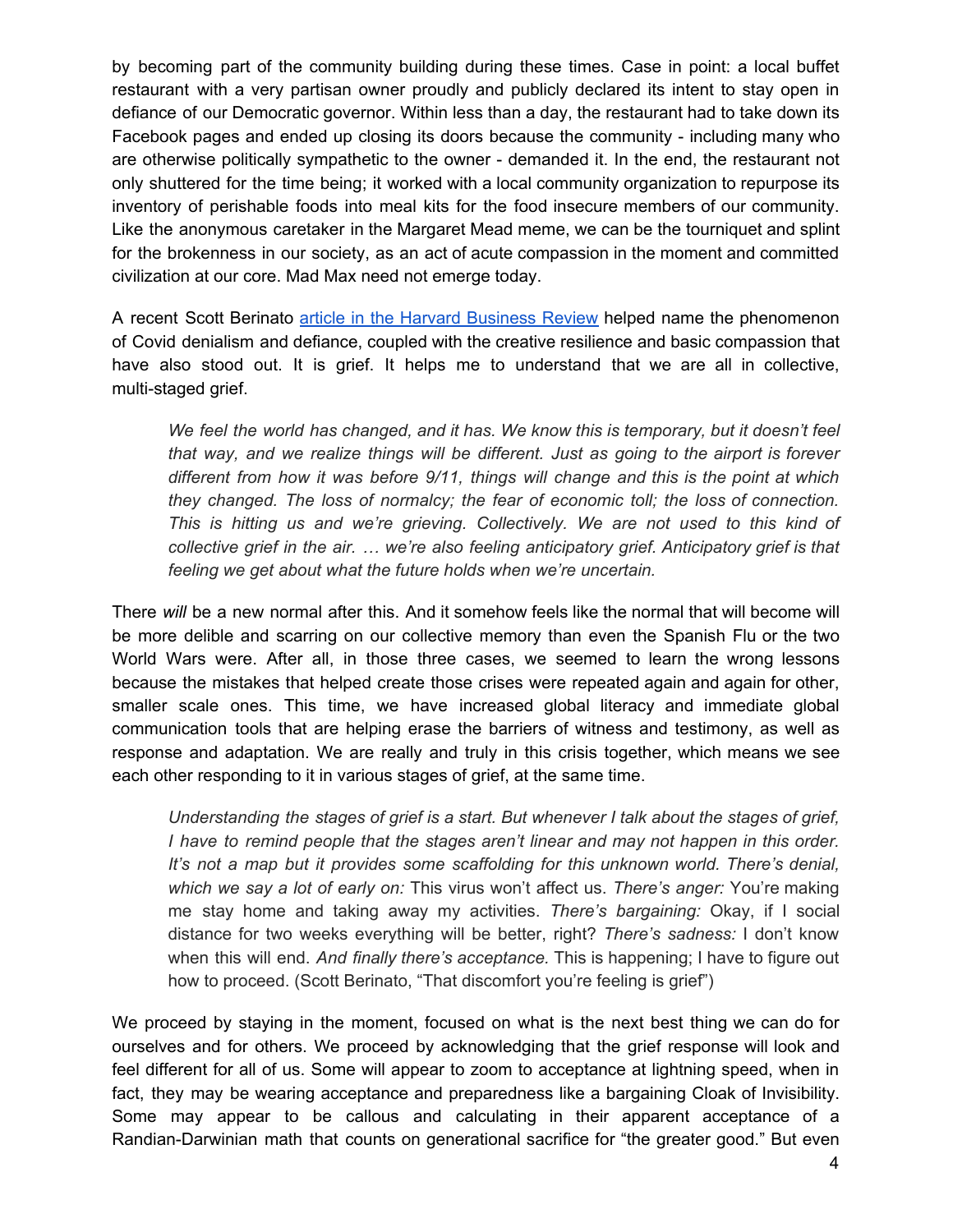by becoming part of the community building during these times. Case in point: a local buffet restaurant with a very partisan owner proudly and publicly declared its intent to stay open in defiance of our Democratic governor. Within less than a day, the restaurant had to take down its Facebook pages and ended up closing its doors because the community - including many who are otherwise politically sympathetic to the owner - demanded it. In the end, the restaurant not only shuttered for the time being; it worked with a local community organization to repurpose its inventory of perishable foods into meal kits for the food insecure members of our community. Like the anonymous caretaker in the Margaret Mead meme, we can be the tourniquet and splint for the brokenness in our society, as an act of acute compassion in the moment and committed civilization at our core. Mad Max need not emerge today.

A recent Scott Berinato [article in the Harvard Business Review](article in the Harvard Business Review) helped name the phenomenon of Covid denialism and defiance, coupled with the creative resilience and basic compassion that have also stood out. It is grief. It helps me to understand that we are all in collective, multi-staged grief.

> *We feel the world has changed, and it has. We know this is temporary, but it doesn't feel that way, and we realize things will be different. Just as going to the airport is forever different from how it was before 9/11, things will change and this is the point at which they changed. The loss of normalcy; the fear of economic toll; the loss of connection. This is hitting us and we're grieving. Collectively. We are not used to this kind of collective grief in the air. … we're also feeling anticipatory grief. Anticipatory grief is that feeling we get about what the future holds when we're uncertain.*

There *will* be a new normal after this. And it somehow feels like the normal that will become will be more delible and scarring on our collective memory than even the Spanish Flu or the two World Wars were. After all, in those three cases, we seemed to learn the wrong lessons because the mistakes that helped create those crises were repeated again and again for other, smaller scale ones. This time, we have increased global literacy and immediate global communication tools that are helping erase the barriers of witness and testimony, as well as response and adaptation. We are really and truly in this crisis together, which means we see each other responding to it in various stages of grief, at the same time.

> *Understanding the stages of grief is a start. But whenever I talk about the stages of grief, I have to remind people that the stages aren't linear and may not happen in this order. It's not a map but it provides some scaffolding for this unknown world. There's denial, which we say a lot of early on:* This virus won't affect us. *There's anger:* You're making me stay home and taking away my activities. *There's bargaining:* Okay, if I social distance for two weeks everything will be better, right? *There's sadness:* I don't know when this will end. *And finally there's acceptance.* This is happening; I have to figure out how to proceed. (Scott Berinato, "That discomfort you're feeling is grief")

We proceed by staying in the moment, focused on what is the next best thing we can do for ourselves and for others. We proceed by acknowledging that the grief response will look and feel different for all of us. Some will appear to zoom to acceptance at lightning speed, when in fact, they may be wearing acceptance and preparedness like a bargaining Cloak of Invisibility. Some may appear to be callous and calculating in their apparent acceptance of a Randian-Darwinian math that counts on generational sacrifice for "the greater good." But even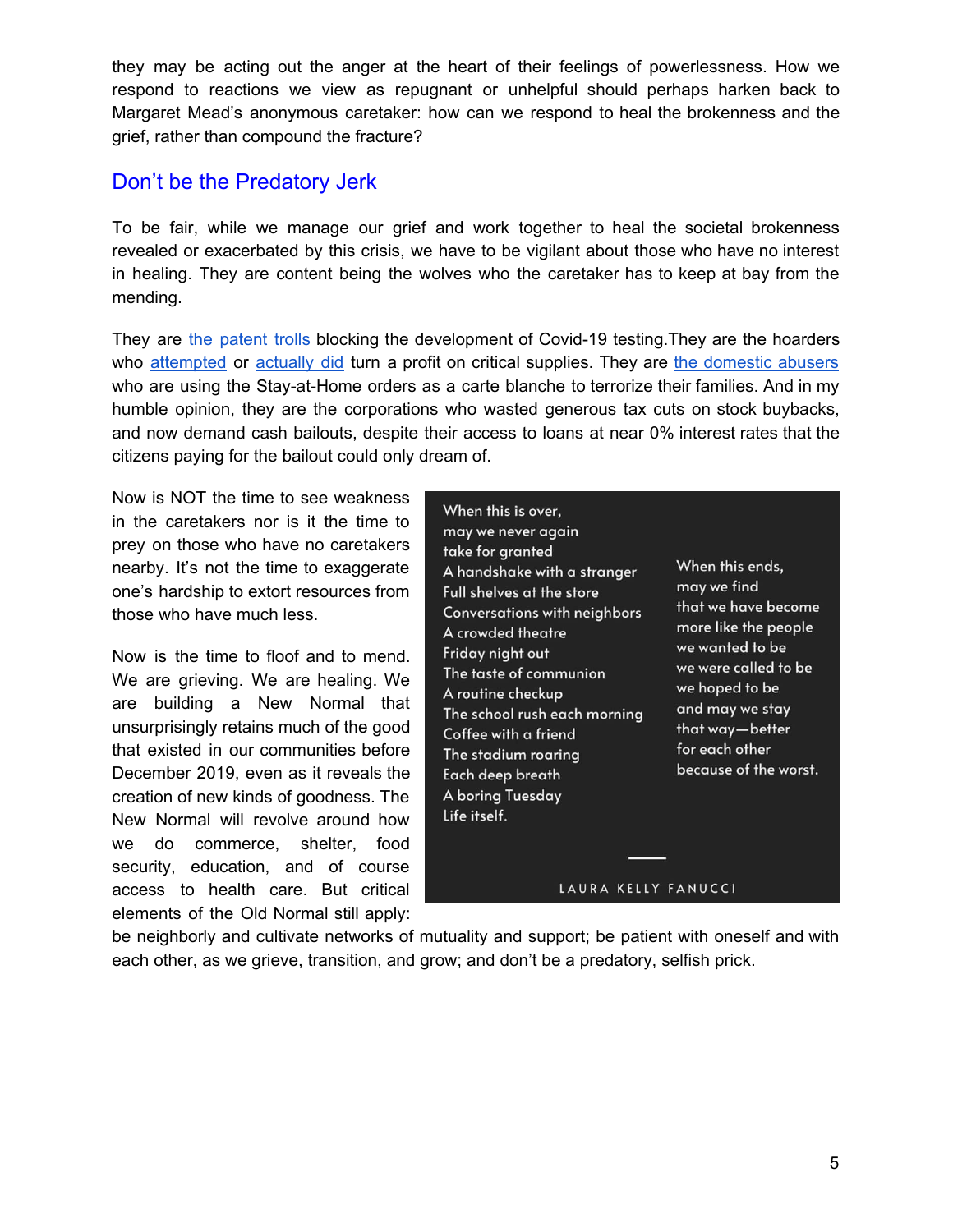they may be acting out the anger at the heart of their feelings of powerlessness. How we respond to reactions we view as repugnant or unhelpful should perhaps harken back to Margaret Mead's anonymous caretaker: how can we respond to heal the brokenness and the grief, rather than compound the fracture?

## Don't be the Predatory Jerk

To be fair, while we manage our grief and work together to heal the societal brokenness revealed or exacerbated by this crisis, we have to be vigilant about those who have no interest in healing. They are content being the wolves who the caretaker has to keep at bay from the mending.

They are the patent trolls blocking the development of Covid-19 testing.They are the hoarders who attempted or actually did turn a profit on critical supplies. They are the domestic abusers who are using the Stay-at-Home orders as a carte blanche to terrorize their families. And in my humble opinion, they are the corporations who wasted generous tax cuts on stock buybacks, and now demand cash bailouts, despite their access to loans at near 0% interest rates that the citizens paying for the bailout could only dream of.

Now is NOT the time to see weakness in the caretakers nor is it the time to prey on those who have no caretakers nearby. It's not the time to exaggerate one's hardship to extort resources from those who have much less.

Now is the time to floof and to mend. We are grieving. We are healing. We are building a New Normal that unsurprisingly retains much of the good that existed in our communities before December 2019, even as it reveals the creation of new kinds of goodness. The New Normal will revolve around how we do commerce, shelter, food security, education, and of course access to health care. But critical elements of the Old Normal still apply: be neighborly and cultivate networks of mutuality and support; be patient with oneself and with each other, as we grieve, transition, and grow; and don't be a predatory, selfish prick.

When this is over,
may we never again
take for granted
A handshake with a stranger
Full shelves at the store
Conversations with neighbors
A crowded theatre
Friday night out
The taste of communion
A routine checkup
The school rush each morning
Coffee with a friend
The stadium roaring
Each deep breath
A boring Tuesday
Life itself.

When this ends,
may we find
that we have become
more like the people
we wanted to be
we were called to be
we hoped to be
and may we stay
that way—better
for each other
because of the worst.

LAURA KELLY FANUCCI